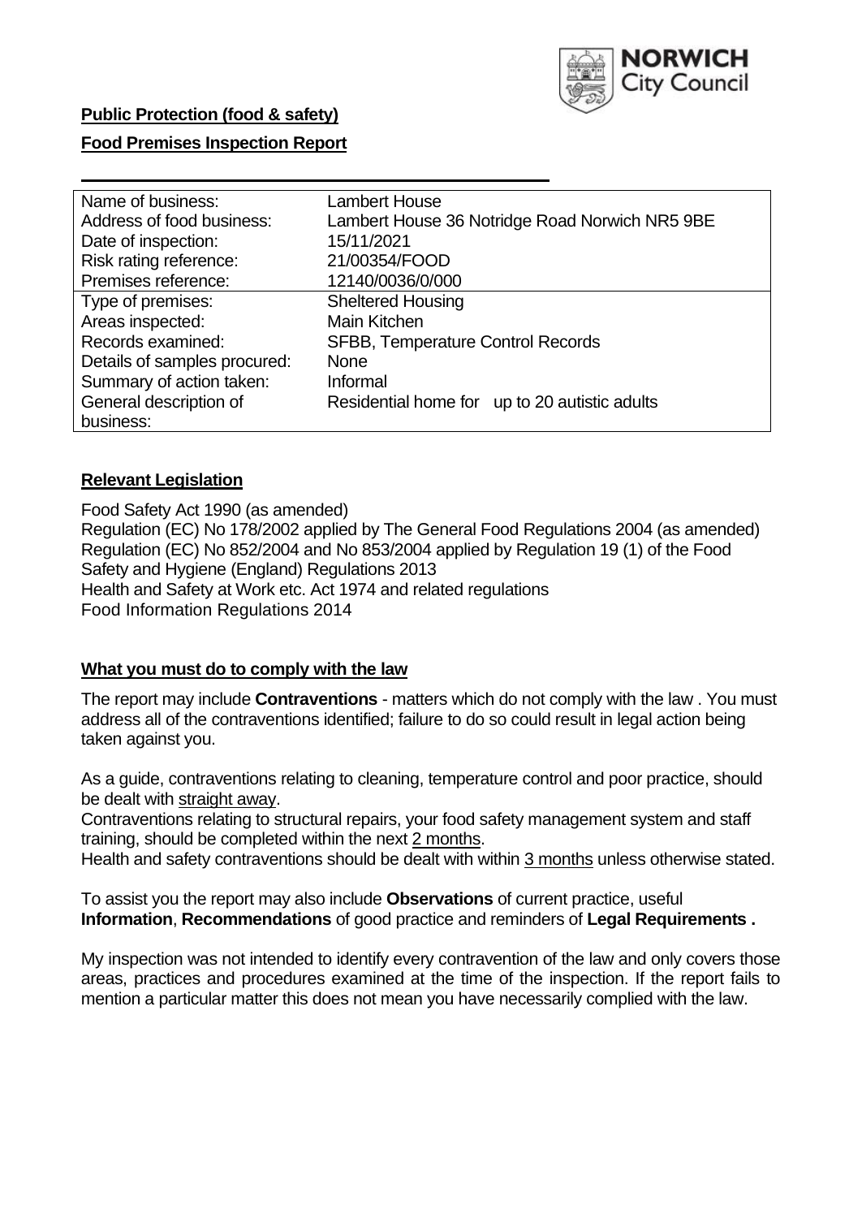**Public Protection (food & safety)**

**Food Premises Inspection Report**

| | |
|---|---|
| Name of business: | Lambert House |
| Address of food business: | Lambert House 36 Notridge Road Norwich NR5 9BE |
| Date of inspection: | 15/11/2021 |
| Risk rating reference: | 21/00354/FOOD |
| Premises reference: | 12140/0036/0/000 |
| Type of premises: | Sheltered Housing |
| Areas inspected: | Main Kitchen |
| Records examined: | SFBB, Temperature Control Records |
| Details of samples procured: | None |
| Summary of action taken: | Informal |
| General description of business: | Residential home for up to 20 autistic adults |

## **Relevant Legislation**

Food Safety Act 1990 (as amended)
Regulation (EC) No 178/2002 applied by The General Food Regulations 2004 (as amended)
Regulation (EC) No 852/2004 and No 853/2004 applied by Regulation 19 (1) of the Food Safety and Hygiene (England) Regulations 2013
Health and Safety at Work etc. Act 1974 and related regulations
Food Information Regulations 2014

## **What you must do to comply with the law**

The report may include **Contraventions** - matters which do not comply with the law . You must address all of the contraventions identified; failure to do so could result in legal action being taken against you.

As a guide, contraventions relating to cleaning, temperature control and poor practice, should be dealt with straight away.

Contraventions relating to structural repairs, your food safety management system and staff training, should be completed within the next 2 months.

Health and safety contraventions should be dealt with within 3 months unless otherwise stated.

To assist you the report may also include **Observations** of current practice, useful **Information**, **Recommendations** of good practice and reminders of **Legal Requirements .**

My inspection was not intended to identify every contravention of the law and only covers those areas, practices and procedures examined at the time of the inspection. If the report fails to mention a particular matter this does not mean you have necessarily complied with the law.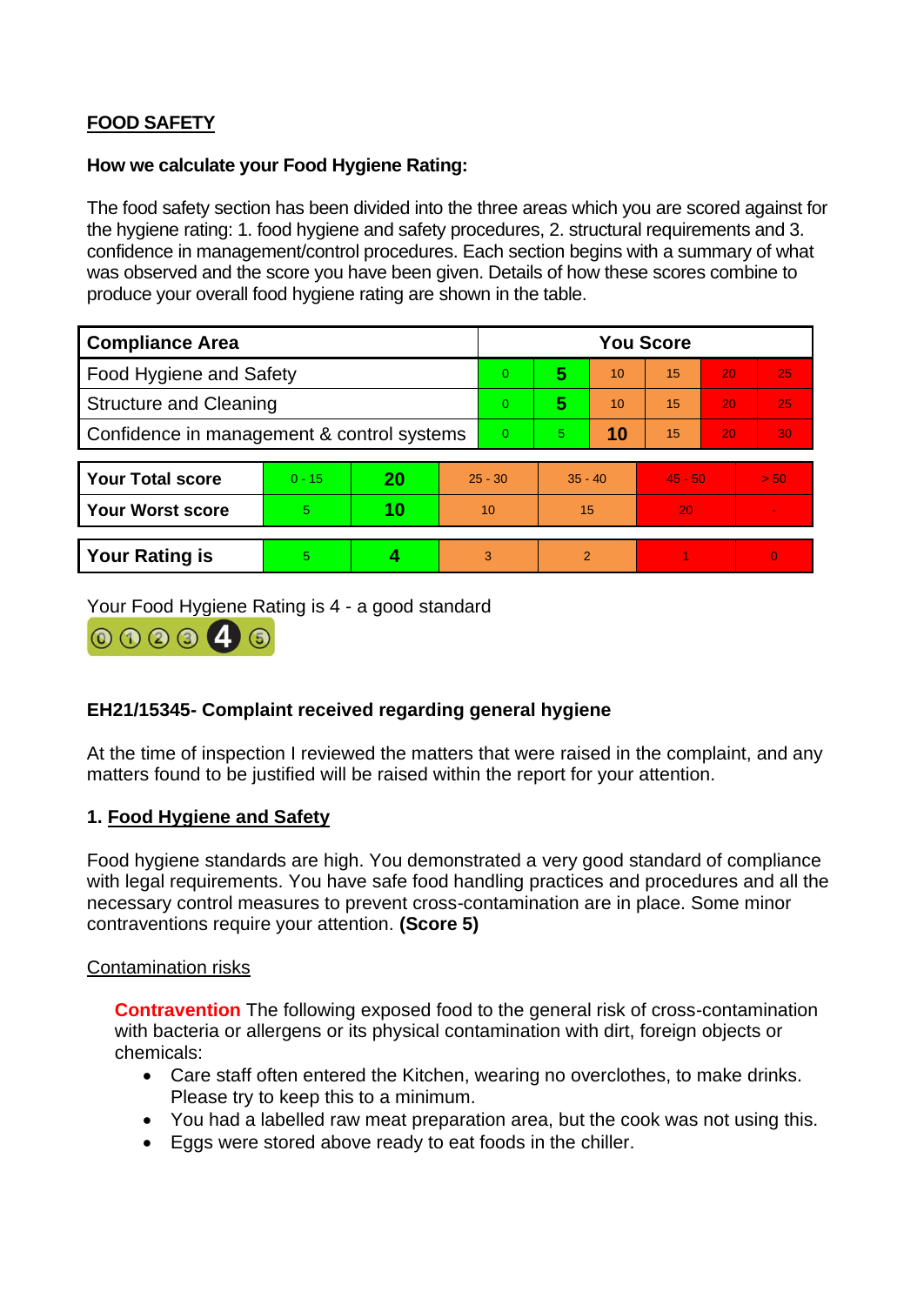**FOOD SAFETY**

**How we calculate your Food Hygiene Rating:**

The food safety section has been divided into the three areas which you are scored against for the hygiene rating: 1. food hygiene and safety procedures, 2. structural requirements and 3. confidence in management/control procedures. Each section begins with a summary of what was observed and the score you have been given. Details of how these scores combine to produce your overall food hygiene rating are shown in the table.

| Compliance Area | You Score | | | | | |
|---|---|---|---|---|---|---|
| Food Hygiene and Safety | 0 | **5** | 10 | 15 | 20 | 25 |
| Structure and Cleaning | 0 | **5** | 10 | 15 | 20 | 25 |
| Confidence in management & control systems | 0 | 5 | **10** | 15 | 20 | 30 |

| | | | | | | |
|---|---|---|---|---|---|---|
| **Your Total score** | 0 - 15 | **20** | 25 - 30 | 35 - 40 | 45 - 50 | > 50 |
| **Your Worst score** | 5 | **10** | 10 | 15 | 20 | - |

| | | | | | | |
|---|---|---|---|---|---|---|
| **Your Rating is** | 5 | **4** | 3 | 2 | 1 | 0 |

Your Food Hygiene Rating is 4 - a good standard

**EH21/15345- Complaint received regarding general hygiene**

At the time of inspection I reviewed the matters that were raised in the complaint, and any matters found to be justified will be raised within the report for your attention.

## 1. Food Hygiene and Safety

Food hygiene standards are high. You demonstrated a very good standard of compliance with legal requirements. You have safe food handling practices and procedures and all the necessary control measures to prevent cross-contamination are in place. Some minor contraventions require your attention. **(Score 5)**

Contamination risks

**Contravention** The following exposed food to the general risk of cross-contamination with bacteria or allergens or its physical contamination with dirt, foreign objects or chemicals:

- Care staff often entered the Kitchen, wearing no overclothes, to make drinks. Please try to keep this to a minimum.
- You had a labelled raw meat preparation area, but the cook was not using this.
- Eggs were stored above ready to eat foods in the chiller.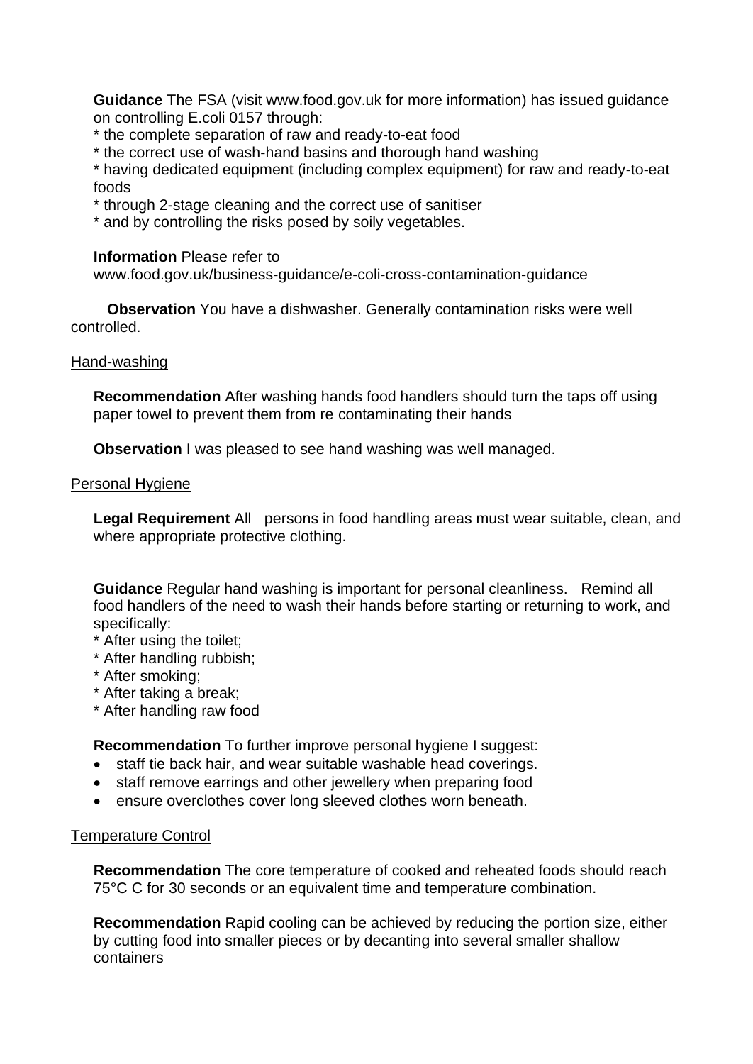**Guidance** The FSA (visit www.food.gov.uk for more information) has issued guidance on controlling E.coli 0157 through:

* the complete separation of raw and ready-to-eat food
* the correct use of wash-hand basins and thorough hand washing
* having dedicated equipment (including complex equipment) for raw and ready-to-eat foods
* through 2-stage cleaning and the correct use of sanitiser
* and by controlling the risks posed by soily vegetables.

**Information** Please refer to www.food.gov.uk/business-guidance/e-coli-cross-contamination-guidance

**Observation** You have a dishwasher. Generally contamination risks were well controlled.

Hand-washing

**Recommendation** After washing hands food handlers should turn the taps off using paper towel to prevent them from re contaminating their hands

**Observation** I was pleased to see hand washing was well managed.

Personal Hygiene

**Legal Requirement** All persons in food handling areas must wear suitable, clean, and where appropriate protective clothing.

**Guidance** Regular hand washing is important for personal cleanliness. Remind all food handlers of the need to wash their hands before starting or returning to work, and specifically:

* After using the toilet;
* After handling rubbish;
* After smoking;
* After taking a break;
* After handling raw food

**Recommendation** To further improve personal hygiene I suggest:

- staff tie back hair, and wear suitable washable head coverings.
- staff remove earrings and other jewellery when preparing food
- ensure overclothes cover long sleeved clothes worn beneath.

Temperature Control

**Recommendation** The core temperature of cooked and reheated foods should reach 75°C C for 30 seconds or an equivalent time and temperature combination.

**Recommendation** Rapid cooling can be achieved by reducing the portion size, either by cutting food into smaller pieces or by decanting into several smaller shallow containers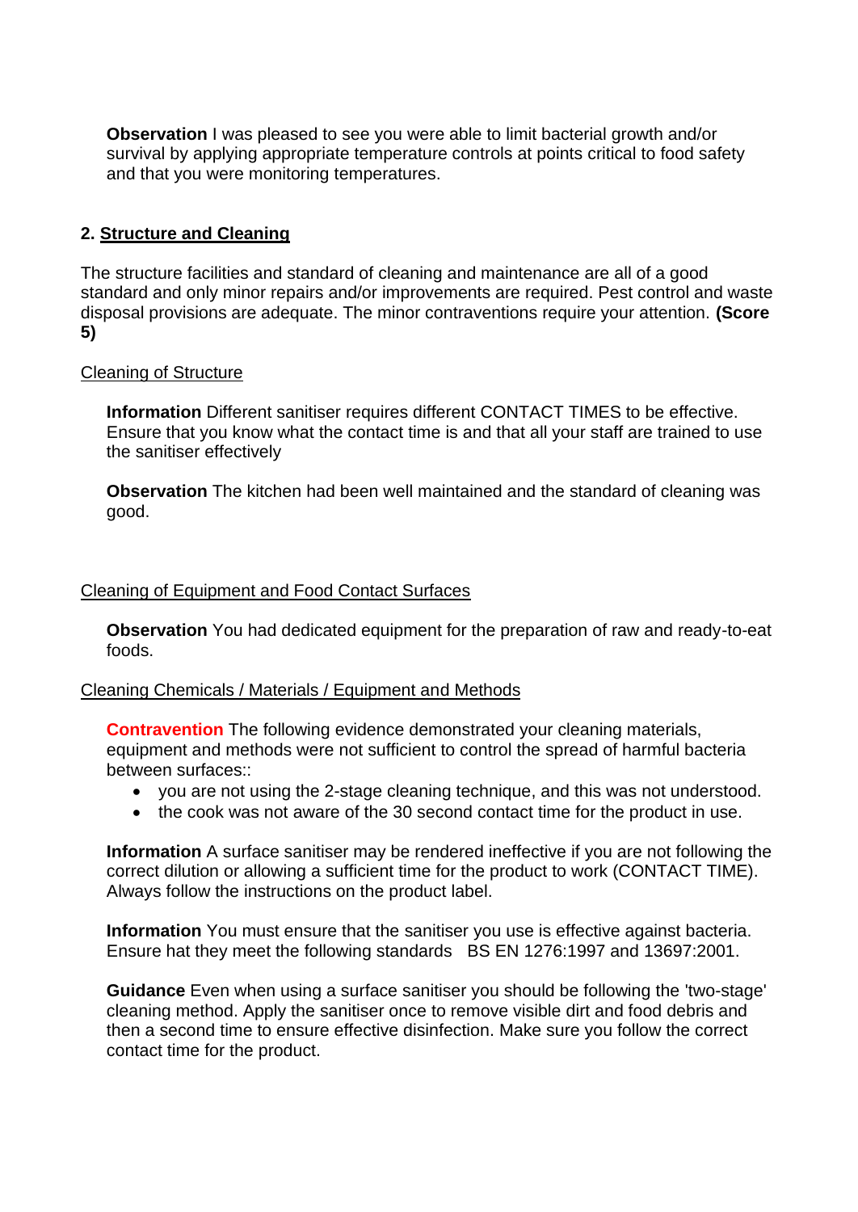**Observation** I was pleased to see you were able to limit bacterial growth and/or survival by applying appropriate temperature controls at points critical to food safety and that you were monitoring temperatures.

## 2. Structure and Cleaning

The structure facilities and standard of cleaning and maintenance are all of a good standard and only minor repairs and/or improvements are required. Pest control and waste disposal provisions are adequate. The minor contraventions require your attention. **(Score 5)**

### Cleaning of Structure

**Information** Different sanitiser requires different CONTACT TIMES to be effective. Ensure that you know what the contact time is and that all your staff are trained to use the sanitiser effectively

**Observation** The kitchen had been well maintained and the standard of cleaning was good.

### Cleaning of Equipment and Food Contact Surfaces

**Observation** You had dedicated equipment for the preparation of raw and ready-to-eat foods.

### Cleaning Chemicals / Materials / Equipment and Methods

**Contravention** The following evidence demonstrated your cleaning materials, equipment and methods were not sufficient to control the spread of harmful bacteria between surfaces::

- you are not using the 2-stage cleaning technique, and this was not understood.
- the cook was not aware of the 30 second contact time for the product in use.

**Information** A surface sanitiser may be rendered ineffective if you are not following the correct dilution or allowing a sufficient time for the product to work (CONTACT TIME). Always follow the instructions on the product label.

**Information** You must ensure that the sanitiser you use is effective against bacteria. Ensure hat they meet the following standards BS EN 1276:1997 and 13697:2001.

**Guidance** Even when using a surface sanitiser you should be following the 'two-stage' cleaning method. Apply the sanitiser once to remove visible dirt and food debris and then a second time to ensure effective disinfection. Make sure you follow the correct contact time for the product.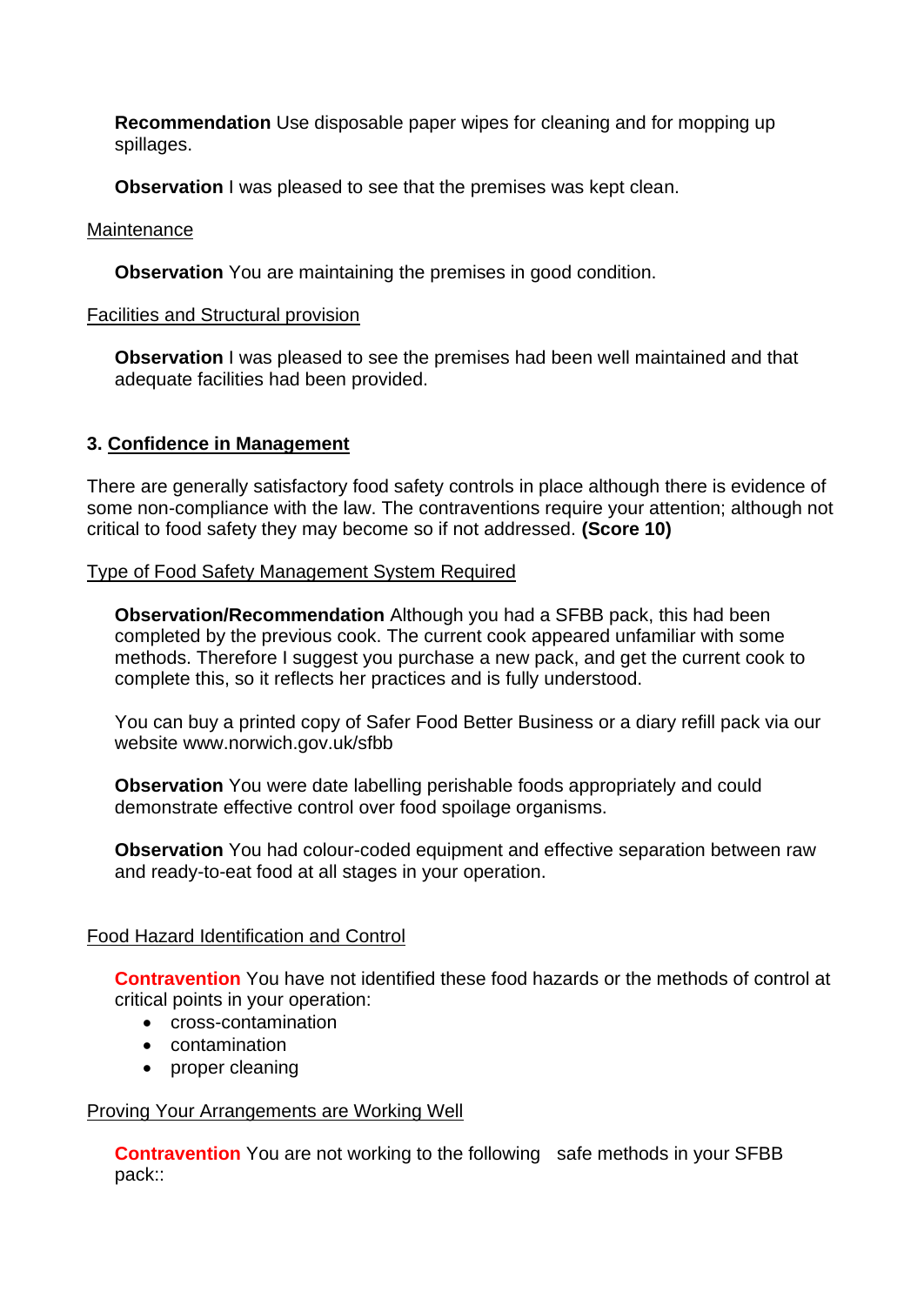**Recommendation** Use disposable paper wipes for cleaning and for mopping up spillages.

**Observation** I was pleased to see that the premises was kept clean.

Maintenance

**Observation** You are maintaining the premises in good condition.

Facilities and Structural provision

**Observation** I was pleased to see the premises had been well maintained and that adequate facilities had been provided.

### 3. Confidence in Management

There are generally satisfactory food safety controls in place although there is evidence of some non-compliance with the law. The contraventions require your attention; although not critical to food safety they may become so if not addressed. **(Score 10)**

Type of Food Safety Management System Required

**Observation/Recommendation** Although you had a SFBB pack, this had been completed by the previous cook. The current cook appeared unfamiliar with some methods. Therefore I suggest you purchase a new pack, and get the current cook to complete this, so it reflects her practices and is fully understood.

You can buy a printed copy of Safer Food Better Business or a diary refill pack via our website www.norwich.gov.uk/sfbb

**Observation** You were date labelling perishable foods appropriately and could demonstrate effective control over food spoilage organisms.

**Observation** You had colour-coded equipment and effective separation between raw and ready-to-eat food at all stages in your operation.

Food Hazard Identification and Control

**Contravention** You have not identified these food hazards or the methods of control at critical points in your operation:

- cross-contamination
- contamination
- proper cleaning

Proving Your Arrangements are Working Well

**Contravention** You are not working to the following safe methods in your SFBB pack::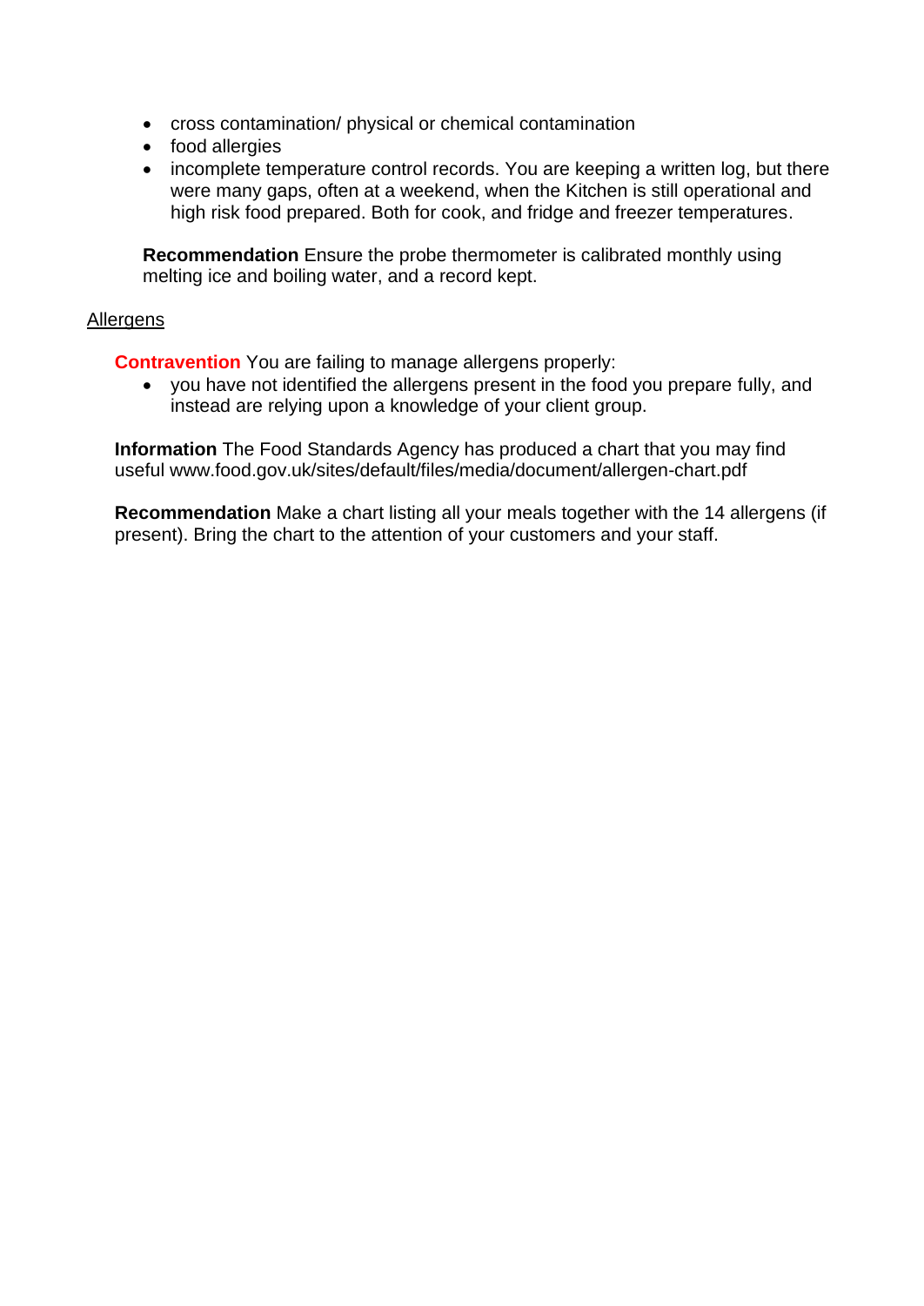- cross contamination/ physical or chemical contamination
- food allergies
- incomplete temperature control records. You are keeping a written log, but there were many gaps, often at a weekend, when the Kitchen is still operational and high risk food prepared. Both for cook, and fridge and freezer temperatures.

**Recommendation** Ensure the probe thermometer is calibrated monthly using melting ice and boiling water, and a record kept.

<u>Allergens</u>

**Contravention** You are failing to manage allergens properly:

- you have not identified the allergens present in the food you prepare fully, and instead are relying upon a knowledge of your client group.

**Information** The Food Standards Agency has produced a chart that you may find useful www.food.gov.uk/sites/default/files/media/document/allergen-chart.pdf

**Recommendation** Make a chart listing all your meals together with the 14 allergens (if present). Bring the chart to the attention of your customers and your staff.